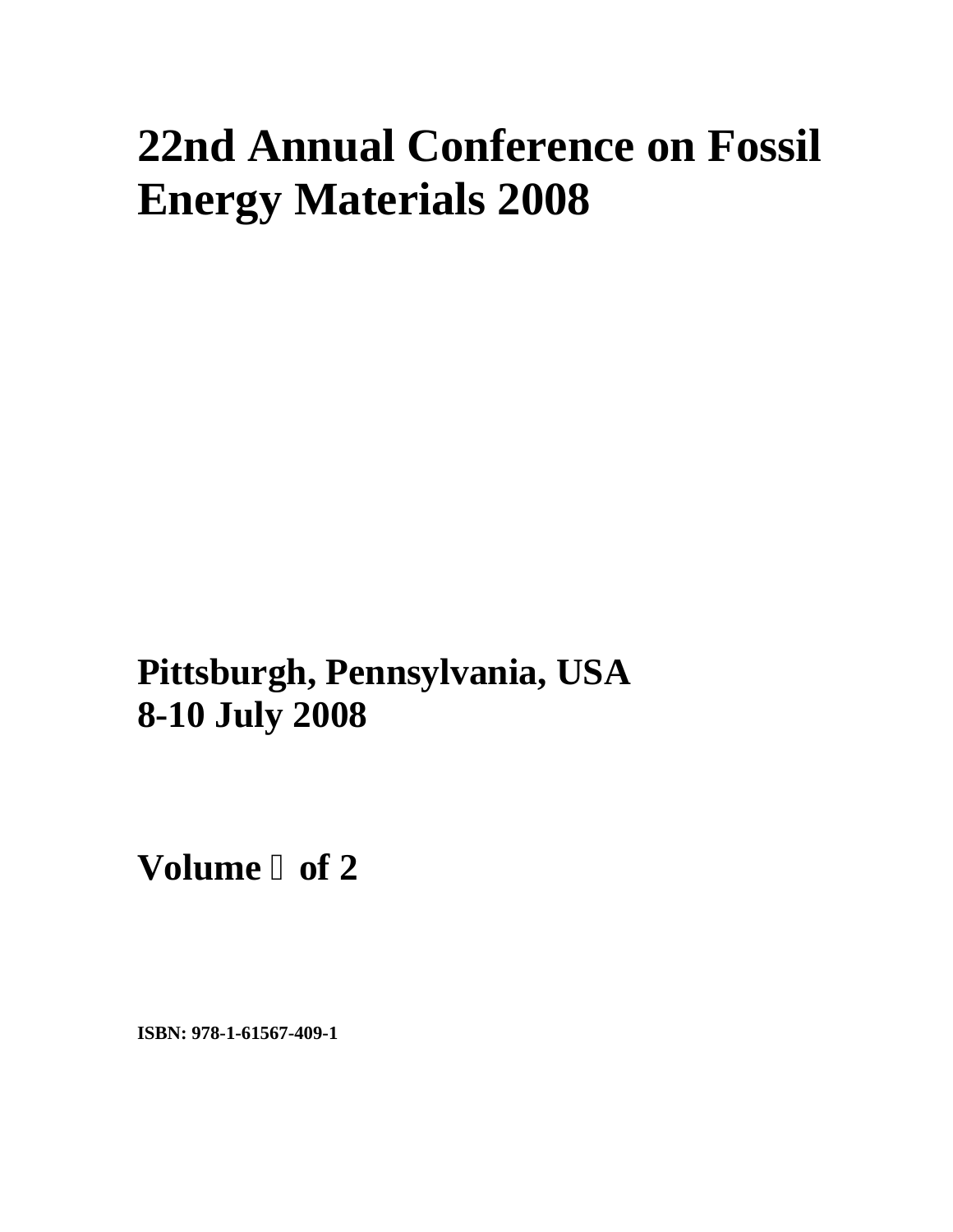# 22nd Annual Conference on Fossil Energy Materials 2008

**Pittsburgh, Pennsylvania, USA**
**8-10 July 2008**

**Volume  of 2**

**ISBN: 978-1-61567-409-1**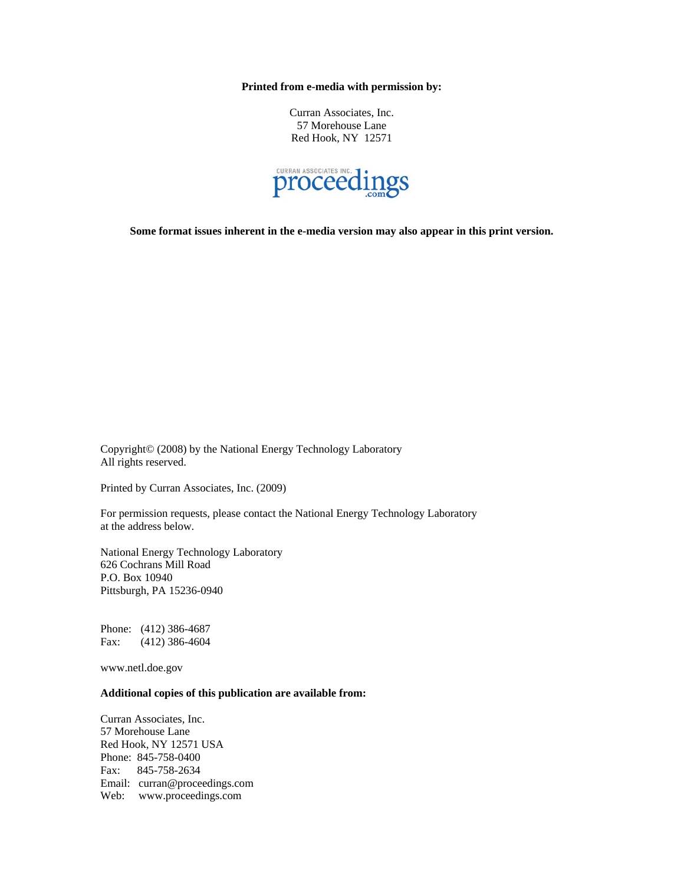**Printed from e-media with permission by:**

Curran Associates, Inc.
57 Morehouse Lane
Red Hook, NY 12571

CURRAN ASSOCIATES INC.
proceedings
.com

**Some format issues inherent in the e-media version may also appear in this print version.**

Copyright© (2008) by the National Energy Technology Laboratory
All rights reserved.

Printed by Curran Associates, Inc. (2009)

For permission requests, please contact the National Energy Technology Laboratory at the address below.

National Energy Technology Laboratory
626 Cochrans Mill Road
P.O. Box 10940
Pittsburgh, PA 15236-0940

Phone: (412) 386-4687
Fax: (412) 386-4604

www.netl.doe.gov

**Additional copies of this publication are available from:**

Curran Associates, Inc.
57 Morehouse Lane
Red Hook, NY 12571 USA
Phone: 845-758-0400
Fax: 845-758-2634
Email: curran@proceedings.com
Web: www.proceedings.com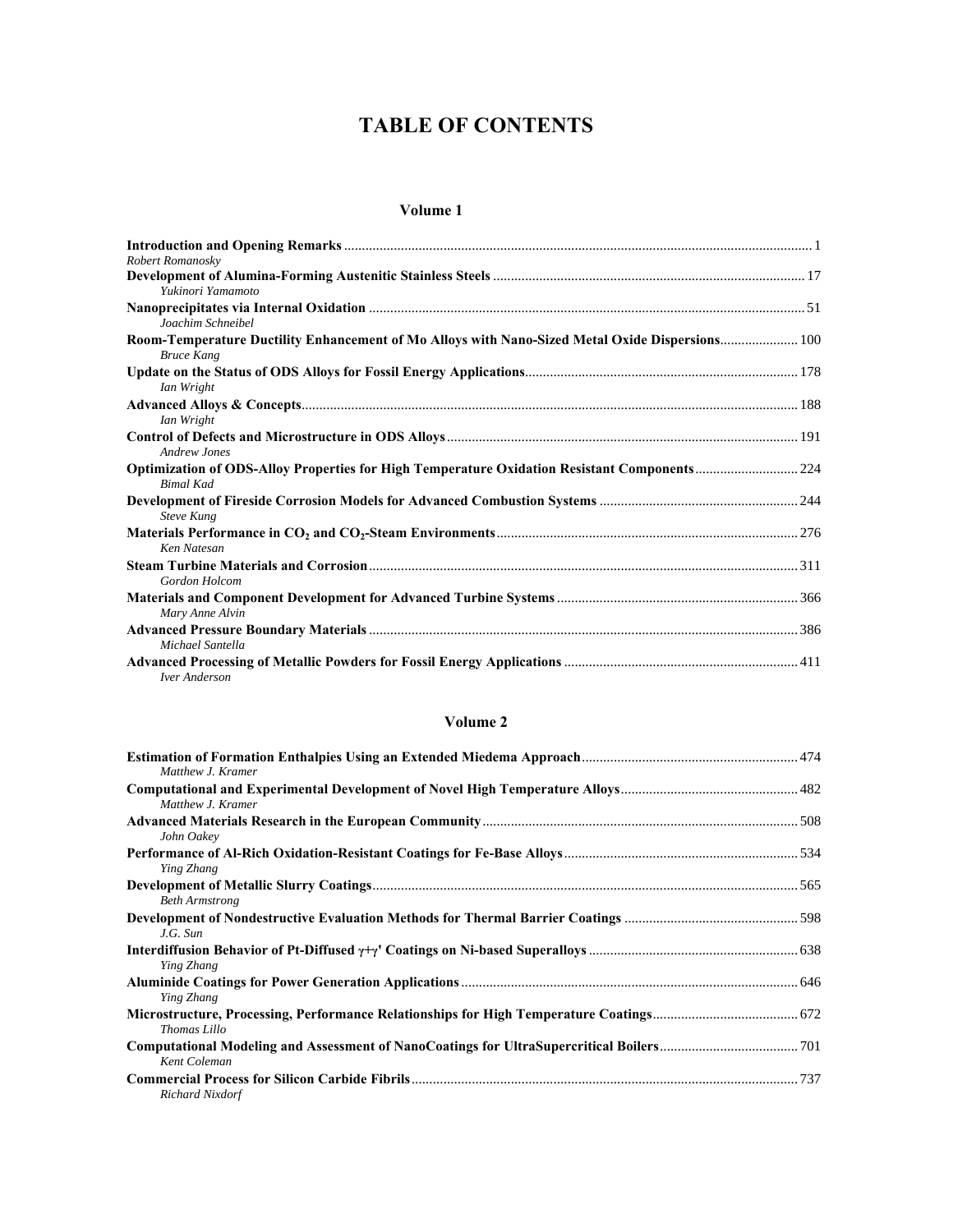# TABLE OF CONTENTS

## Volume 1

**Introduction and Opening Remarks** .......... 1
*Robert Romanosky*

**Development of Alumina-Forming Austenitic Stainless Steels** .......... 17
*Yukinori Yamamoto*

**Nanoprecipitates via Internal Oxidation** .......... 51
*Joachim Schneibel*

**Room-Temperature Ductility Enhancement of Mo Alloys with Nano-Sized Metal Oxide Dispersions** .......... 100
*Bruce Kang*

**Update on the Status of ODS Alloys for Fossil Energy Applications** .......... 178
*Ian Wright*

**Advanced Alloys & Concepts** .......... 188
*Ian Wright*

**Control of Defects and Microstructure in ODS Alloys** .......... 191
*Andrew Jones*

**Optimization of ODS-Alloy Properties for High Temperature Oxidation Resistant Components** .......... 224
*Bimal Kad*

**Development of Fireside Corrosion Models for Advanced Combustion Systems** .......... 244
*Steve Kung*

**Materials Performance in $CO_2$ and $CO_2$-Steam Environments** .......... 276
*Ken Natesan*

**Steam Turbine Materials and Corrosion** .......... 311
*Gordon Holcom*

**Materials and Component Development for Advanced Turbine Systems** .......... 366
*Mary Anne Alvin*

**Advanced Pressure Boundary Materials** .......... 386
*Michael Santella*

**Advanced Processing of Metallic Powders for Fossil Energy Applications** .......... 411
*Iver Anderson*

## Volume 2

**Estimation of Formation Enthalpies Using an Extended Miedema Approach** .......... 474
*Matthew J. Kramer*

**Computational and Experimental Development of Novel High Temperature Alloys** .......... 482
*Matthew J. Kramer*

**Advanced Materials Research in the European Community** .......... 508
*John Oakey*

**Performance of Al-Rich Oxidation-Resistant Coatings for Fe-Base Alloys** .......... 534
*Ying Zhang*

**Development of Metallic Slurry Coatings** .......... 565
*Beth Armstrong*

**Development of Nondestructive Evaluation Methods for Thermal Barrier Coatings** .......... 598
*J.G. Sun*

**Interdiffusion Behavior of Pt-Diffused $\gamma+\gamma'$ Coatings on Ni-based Superalloys** .......... 638
*Ying Zhang*

**Aluminide Coatings for Power Generation Applications** .......... 646
*Ying Zhang*

**Microstructure, Processing, Performance Relationships for High Temperature Coatings** .......... 672
*Thomas Lillo*

**Computational Modeling and Assessment of NanoCoatings for UltraSupercritical Boilers** .......... 701
*Kent Coleman*

**Commercial Process for Silicon Carbide Fibrils** .......... 737
*Richard Nixdorf*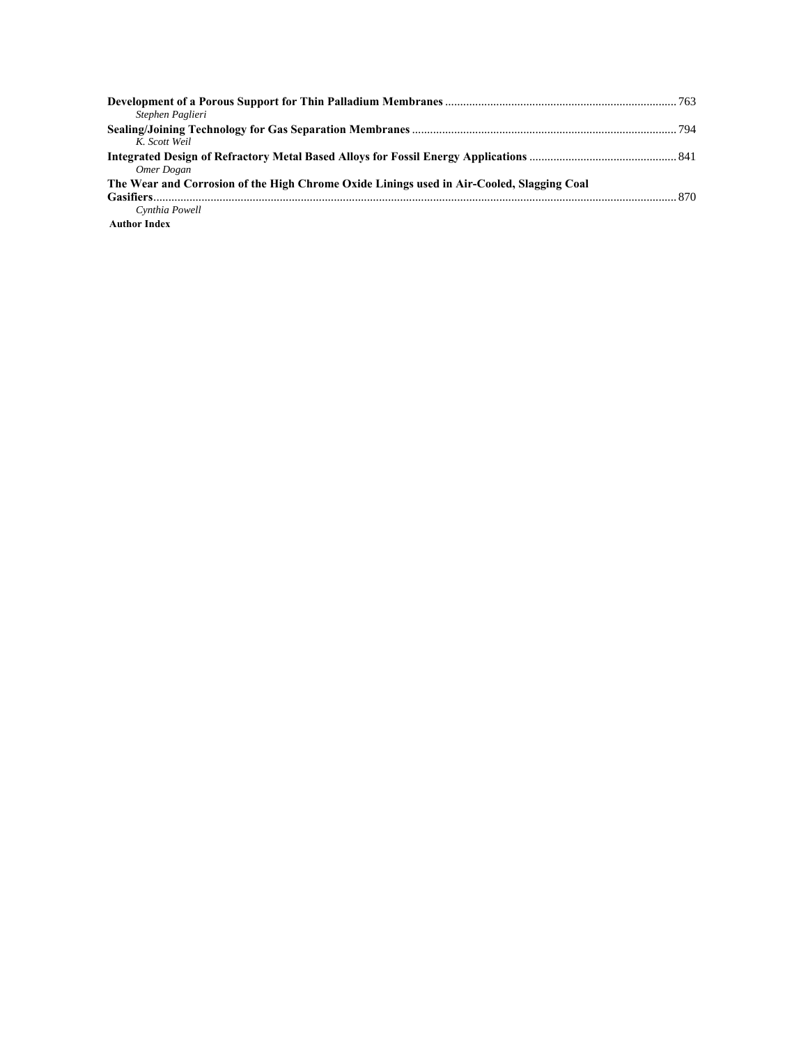**Development of a Porous Support for Thin Palladium Membranes** .......... 763
*Stephen Paglieri*

**Sealing/Joining Technology for Gas Separation Membranes** .......... 794
*K. Scott Weil*

**Integrated Design of Refractory Metal Based Alloys for Fossil Energy Applications** .......... 841
*Omer Dogan*

**The Wear and Corrosion of the High Chrome Oxide Linings used in Air-Cooled, Slagging Coal Gasifiers** .......... 870
*Cynthia Powell*

**Author Index**